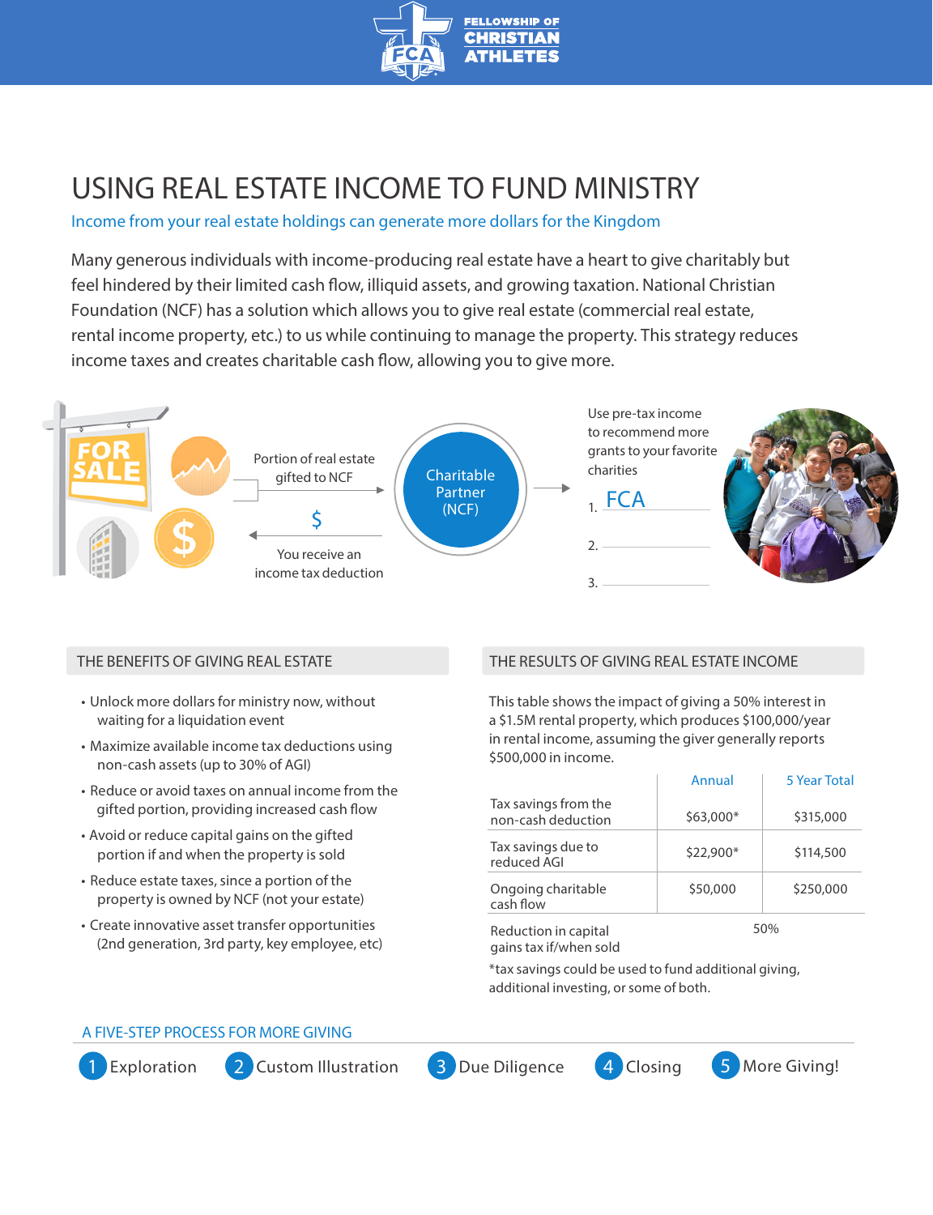FELLOWSHIP OF CHRISTIAN ATHLETES

# USING REAL ESTATE INCOME TO FUND MINISTRY

Income from your real estate holdings can generate more dollars for the Kingdom

Many generous individuals with income-producing real estate have a heart to give charitably but feel hindered by their limited cash flow, illiquid assets, and growing taxation. National Christian Foundation (NCF) has a solution which allows you to give real estate (commercial real estate, rental income property, etc.) to us while continuing to manage the property. This strategy reduces income taxes and creates charitable cash flow, allowing you to give more.

FOR SALE

Portion of real estate gifted to NCF

$

You receive an income tax deduction

Charitable Partner (NCF)

Use pre-tax income to recommend more grants to your favorite charities

1. FCA
2. 
3. 

## THE BENEFITS OF GIVING REAL ESTATE

- Unlock more dollars for ministry now, without waiting for a liquidation event
- Maximize available income tax deductions using non-cash assets (up to 30% of AGI)
- Reduce or avoid taxes on annual income from the gifted portion, providing increased cash flow
- Avoid or reduce capital gains on the gifted portion if and when the property is sold
- Reduce estate taxes, since a portion of the property is owned by NCF (not your estate)
- Create innovative asset transfer opportunities (2nd generation, 3rd party, key employee, etc)

## THE RESULTS OF GIVING REAL ESTATE INCOME

This table shows the impact of giving a 50% interest in a $1.5M rental property, which produces $100,000/year in rental income, assuming the giver generally reports $500,000 in income.

| | Annual | 5 Year Total |
|---|---|---|
| Tax savings from the non-cash deduction | $63,000* | $315,000 |
| Tax savings due to reduced AGI | $22,900* | $114,500 |
| Ongoing charitable cash flow | $50,000 | $250,000 |
| Reduction in capital gains tax if/when sold | 50% | |

*tax savings could be used to fund additional giving, additional investing, or some of both.

## A FIVE-STEP PROCESS FOR MORE GIVING

1. Exploration
2. Custom Illustration
3. Due Diligence
4. Closing
5. More Giving!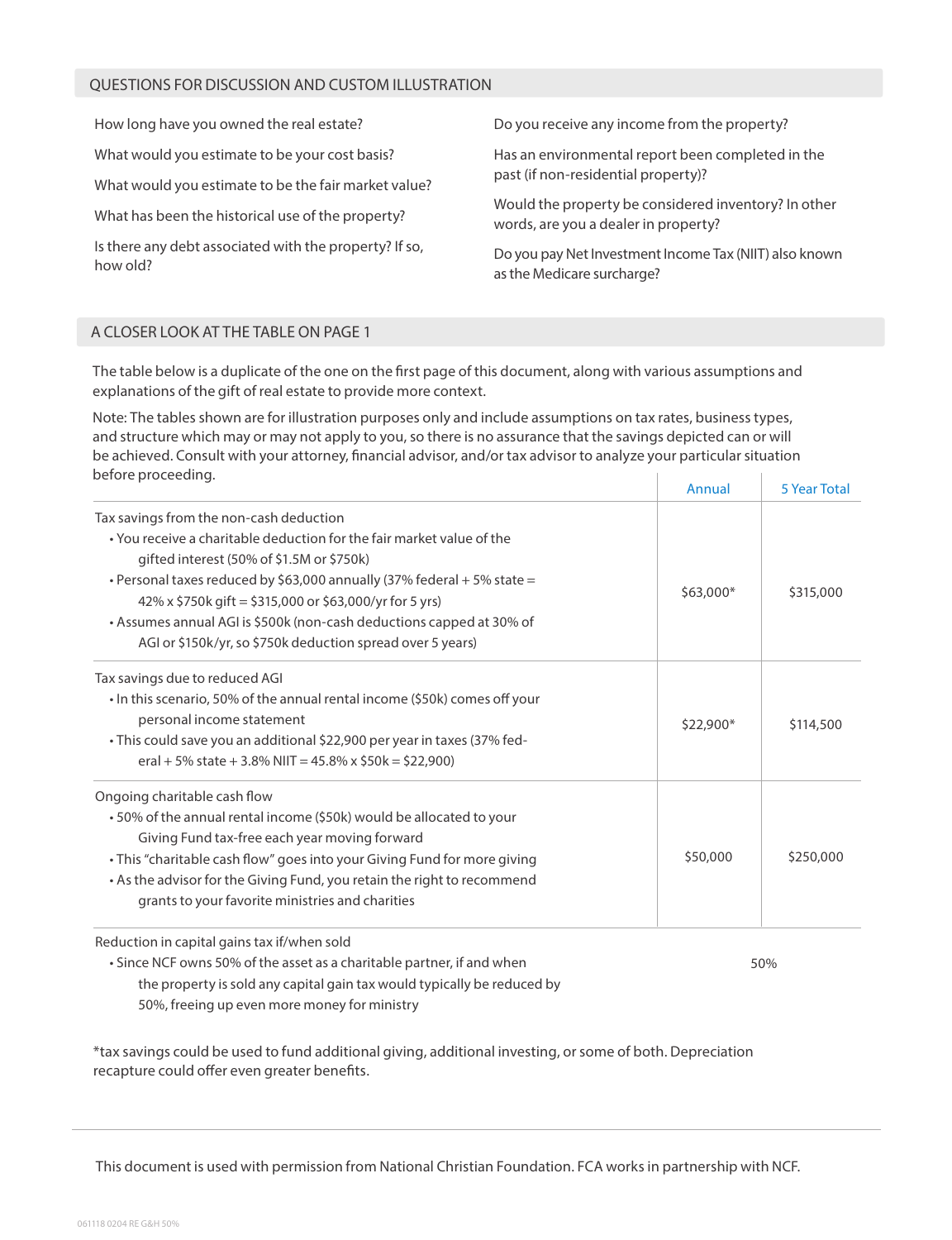## QUESTIONS FOR DISCUSSION AND CUSTOM ILLUSTRATION

How long have you owned the real estate?

What would you estimate to be your cost basis?

What would you estimate to be the fair market value?

What has been the historical use of the property?

Is there any debt associated with the property? If so, how old?

Do you receive any income from the property?

Has an environmental report been completed in the past (if non-residential property)?

Would the property be considered inventory? In other words, are you a dealer in property?

Do you pay Net Investment Income Tax (NIIT) also known as the Medicare surcharge?

## A CLOSER LOOK AT THE TABLE ON PAGE 1

The table below is a duplicate of the one on the first page of this document, along with various assumptions and explanations of the gift of real estate to provide more context.

Note: The tables shown are for illustration purposes only and include assumptions on tax rates, business types, and structure which may or may not apply to you, so there is no assurance that the savings depicted can or will be achieved. Consult with your attorney, financial advisor, and/or tax advisor to analyze your particular situation before proceeding.

| | Annual | 5 Year Total |
|---|---|---|
| Tax savings from the non-cash deduction<br>• You receive a charitable deduction for the fair market value of the gifted interest (50% of $1.5M or $750k)<br>• Personal taxes reduced by $63,000 annually (37% federal + 5% state = 42% x $750k gift = $315,000 or $63,000/yr for 5 yrs)<br>• Assumes annual AGI is $500k (non-cash deductions capped at 30% of AGI or $150k/yr, so $750k deduction spread over 5 years) | $63,000* | $315,000 |
| Tax savings due to reduced AGI<br>• In this scenario, 50% of the annual rental income ($50k) comes off your personal income statement<br>• This could save you an additional $22,900 per year in taxes (37% federal + 5% state + 3.8% NIIT = 45.8% x $50k = $22,900) | $22,900* | $114,500 |
| Ongoing charitable cash flow<br>• 50% of the annual rental income ($50k) would be allocated to your Giving Fund tax-free each year moving forward<br>• This "charitable cash flow" goes into your Giving Fund for more giving<br>• As the advisor for the Giving Fund, you retain the right to recommend grants to your favorite ministries and charities | $50,000 | $250,000 |
| Reduction in capital gains tax if/when sold<br>• Since NCF owns 50% of the asset as a charitable partner, if and when the property is sold any capital gain tax would typically be reduced by 50%, freeing up even more money for ministry | 50% | |

*tax savings could be used to fund additional giving, additional investing, or some of both. Depreciation recapture could offer even greater benefits.

This document is used with permission from National Christian Foundation. FCA works in partnership with NCF.

061118 0204 RE G&H 50%